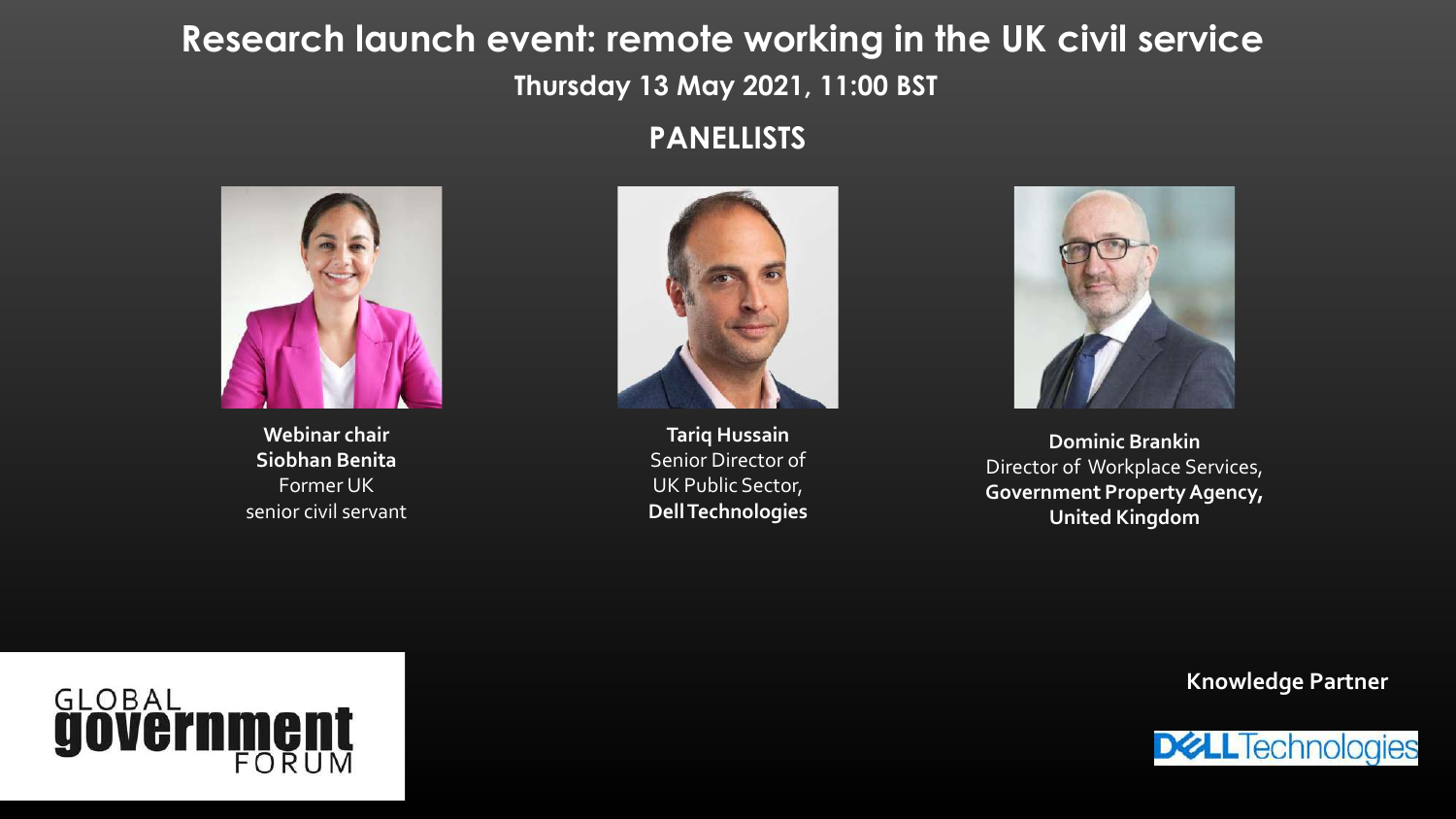# Research launch event: remote working in the UK civil service

**Thursday 13 May 2021, 11:00 BST**

## PANELLISTS

**Webinar chair**
**Siobhan Benita**
Former UK senior civil servant

**Tariq Hussain**
Senior Director of UK Public Sector,
**Dell Technologies**

**Dominic Brankin**
Director of Workplace Services,
**Government Property Agency, United Kingdom**

GLOBAL government FORUM

**Knowledge Partner**

DELL Technologies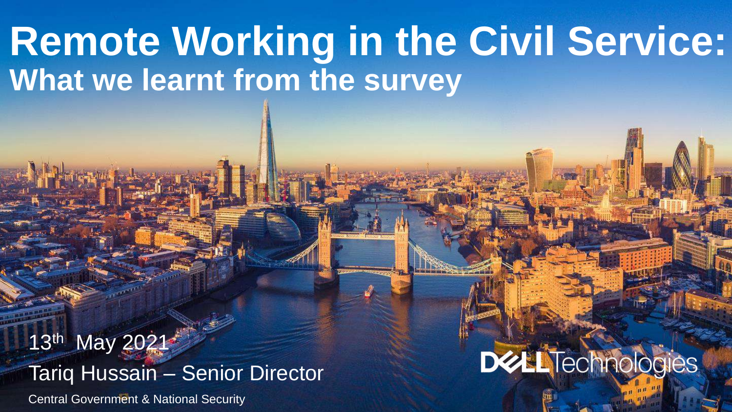# Remote Working in the Civil Service:

## What we learnt from the survey

13th May 2021

Tariq Hussain – Senior Director

Central Government & National Security

DELL Technologies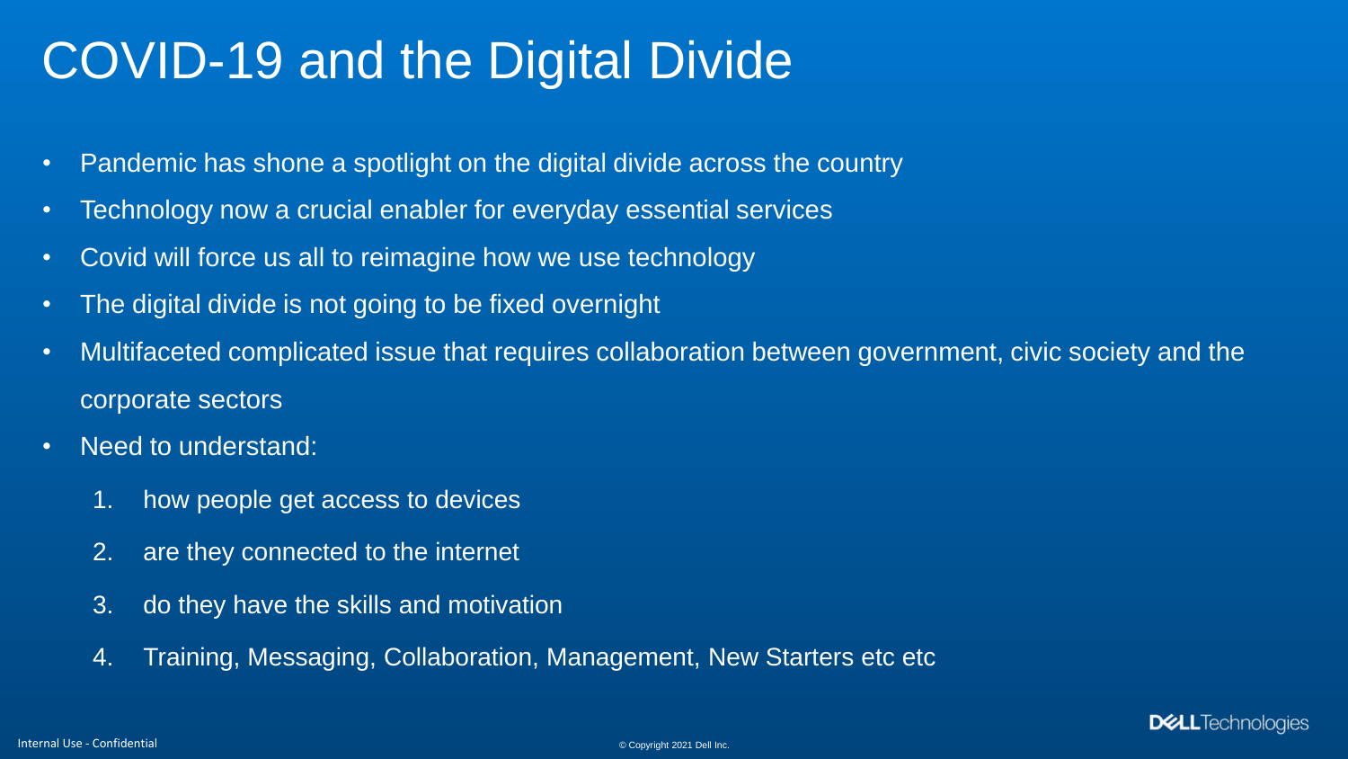# COVID-19 and the Digital Divide

- Pandemic has shone a spotlight on the digital divide across the country
- Technology now a crucial enabler for everyday essential services
- Covid will force us all to reimagine how we use technology
- The digital divide is not going to be fixed overnight
- Multifaceted complicated issue that requires collaboration between government, civic society and the corporate sectors
- Need to understand:
    1. how people get access to devices
    2. are they connected to the internet
    3. do they have the skills and motivation
    4. Training, Messaging, Collaboration, Management, New Starters etc etc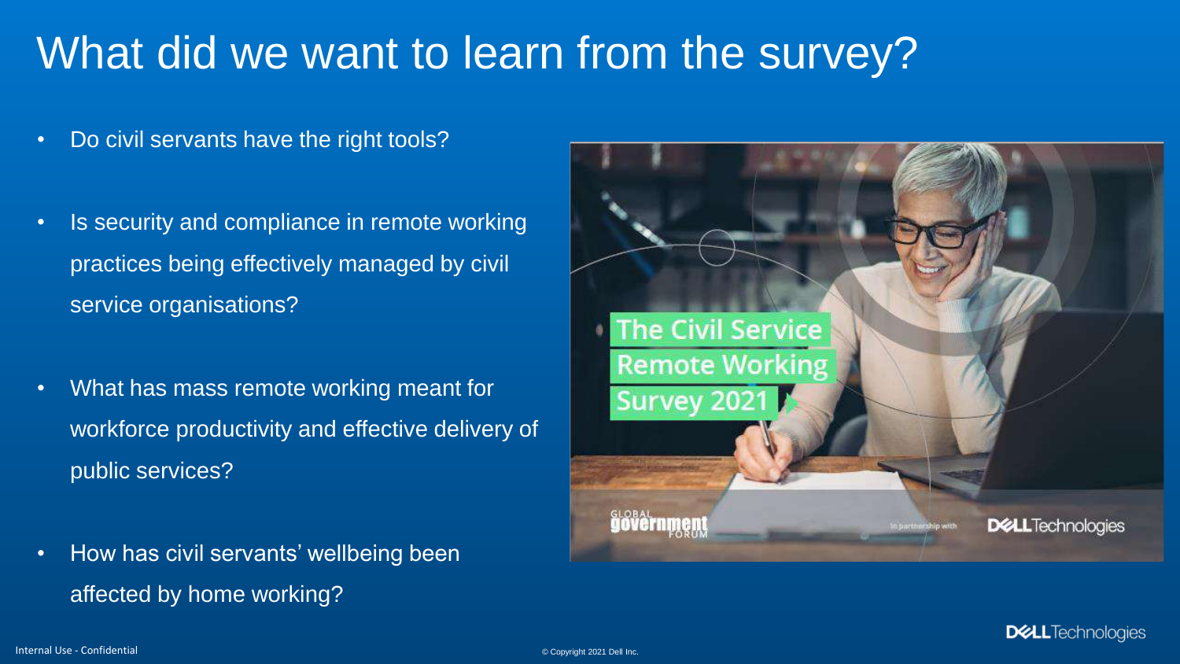# What did we want to learn from the survey?

- Do civil servants have the right tools?
- Is security and compliance in remote working practices being effectively managed by civil service organisations?
- What has mass remote working meant for workforce productivity and effective delivery of public services?
- How has civil servants' wellbeing been affected by home working?

The Civil Service Remote Working Survey 2021

Global Government Forum

In partnership with Dell Technologies

Internal Use - Confidential

© Copyright 2021 Dell Inc.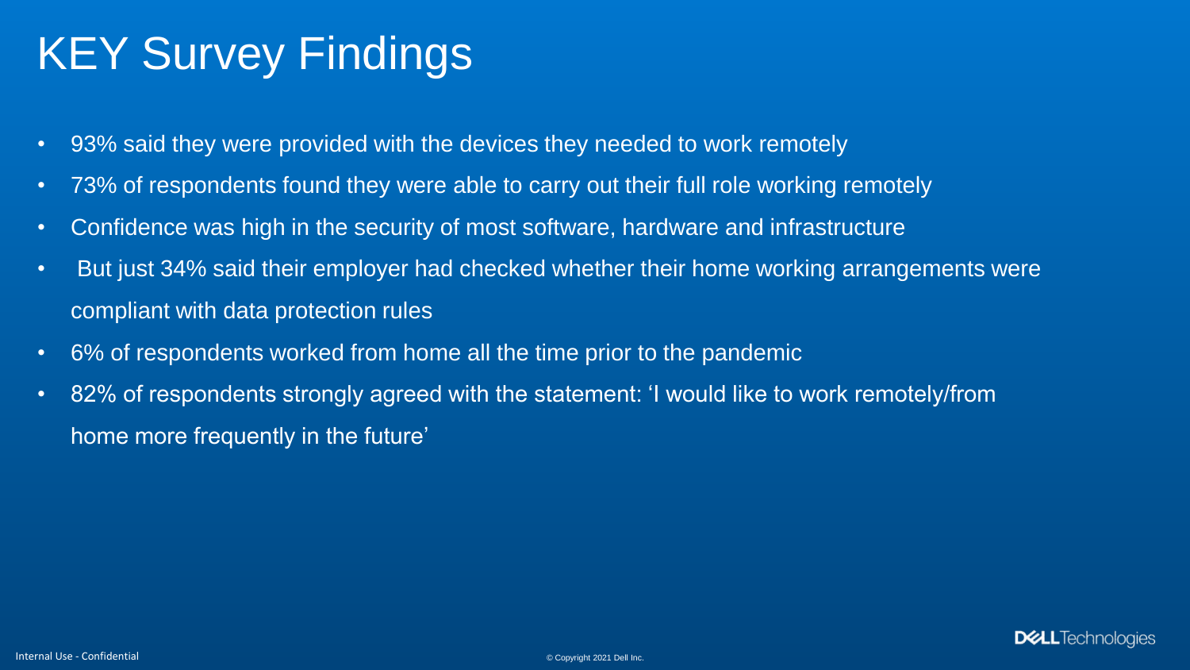# KEY Survey Findings

- 93% said they were provided with the devices they needed to work remotely
- 73% of respondents found they were able to carry out their full role working remotely
- Confidence was high in the security of most software, hardware and infrastructure
- But just 34% said their employer had checked whether their home working arrangements were compliant with data protection rules
- 6% of respondents worked from home all the time prior to the pandemic
- 82% of respondents strongly agreed with the statement: 'I would like to work remotely/from home more frequently in the future'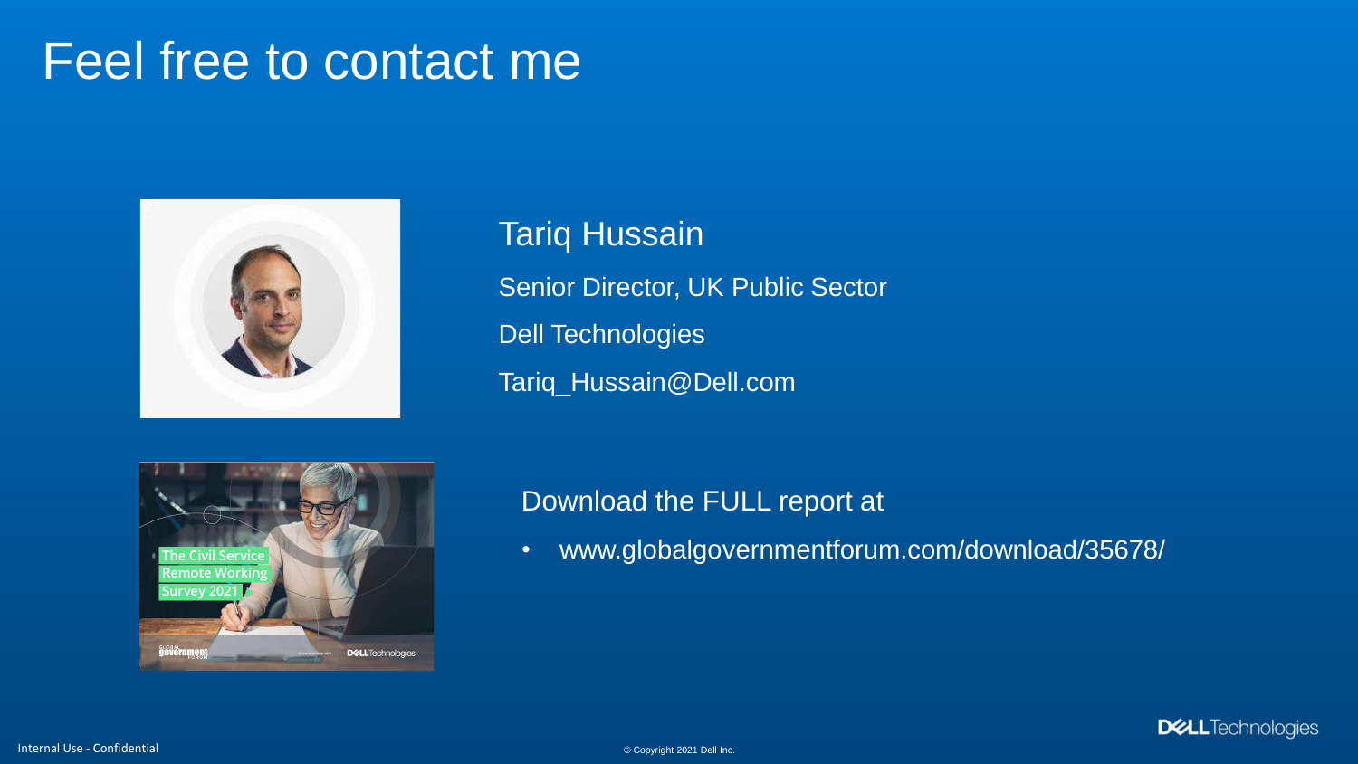# Feel free to contact me

Tariq Hussain

Senior Director, UK Public Sector

Dell Technologies

Tariq_Hussain@Dell.com

Download the FULL report at

- www.globalgovernmentforum.com/download/35678/

Internal Use - Confidential

© Copyright 2021 Dell Inc.